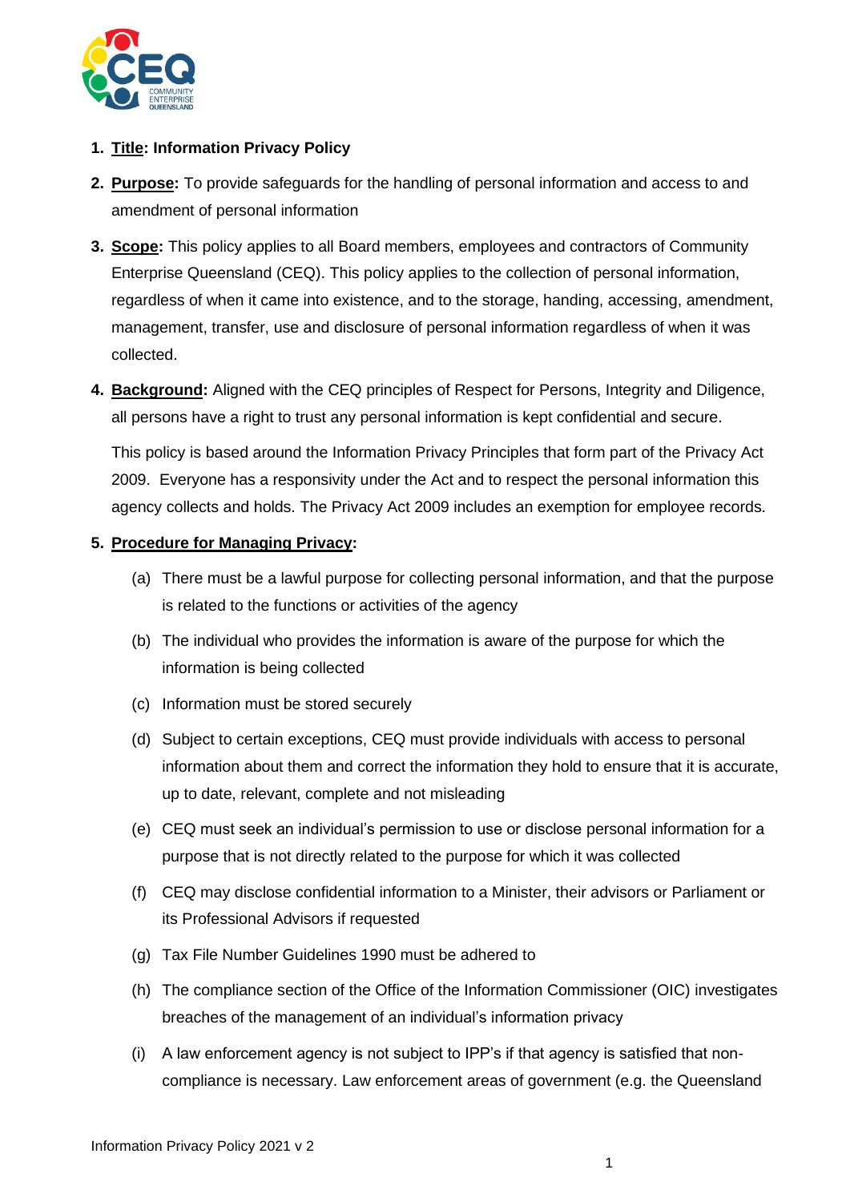1. **Title: Information Privacy Policy**

2. **Purpose:** To provide safeguards for the handling of personal information and access to and amendment of personal information

3. **Scope:** This policy applies to all Board members, employees and contractors of Community Enterprise Queensland (CEQ). This policy applies to the collection of personal information, regardless of when it came into existence, and to the storage, handing, accessing, amendment, management, transfer, use and disclosure of personal information regardless of when it was collected.

4. **Background:** Aligned with the CEQ principles of Respect for Persons, Integrity and Diligence, all persons have a right to trust any personal information is kept confidential and secure.

   This policy is based around the Information Privacy Principles that form part of the Privacy Act 2009. Everyone has a responsivity under the Act and to respect the personal information this agency collects and holds. The Privacy Act 2009 includes an exemption for employee records.

5. **Procedure for Managing Privacy:**

   (a) There must be a lawful purpose for collecting personal information, and that the purpose is related to the functions or activities of the agency

   (b) The individual who provides the information is aware of the purpose for which the information is being collected

   (c) Information must be stored securely

   (d) Subject to certain exceptions, CEQ must provide individuals with access to personal information about them and correct the information they hold to ensure that it is accurate, up to date, relevant, complete and not misleading

   (e) CEQ must seek an individual's permission to use or disclose personal information for a purpose that is not directly related to the purpose for which it was collected

   (f) CEQ may disclose confidential information to a Minister, their advisors or Parliament or its Professional Advisors if requested

   (g) Tax File Number Guidelines 1990 must be adhered to

   (h) The compliance section of the Office of the Information Commissioner (OIC) investigates breaches of the management of an individual's information privacy

   (i) A law enforcement agency is not subject to IPP's if that agency is satisfied that non-compliance is necessary. Law enforcement areas of government (e.g. the Queensland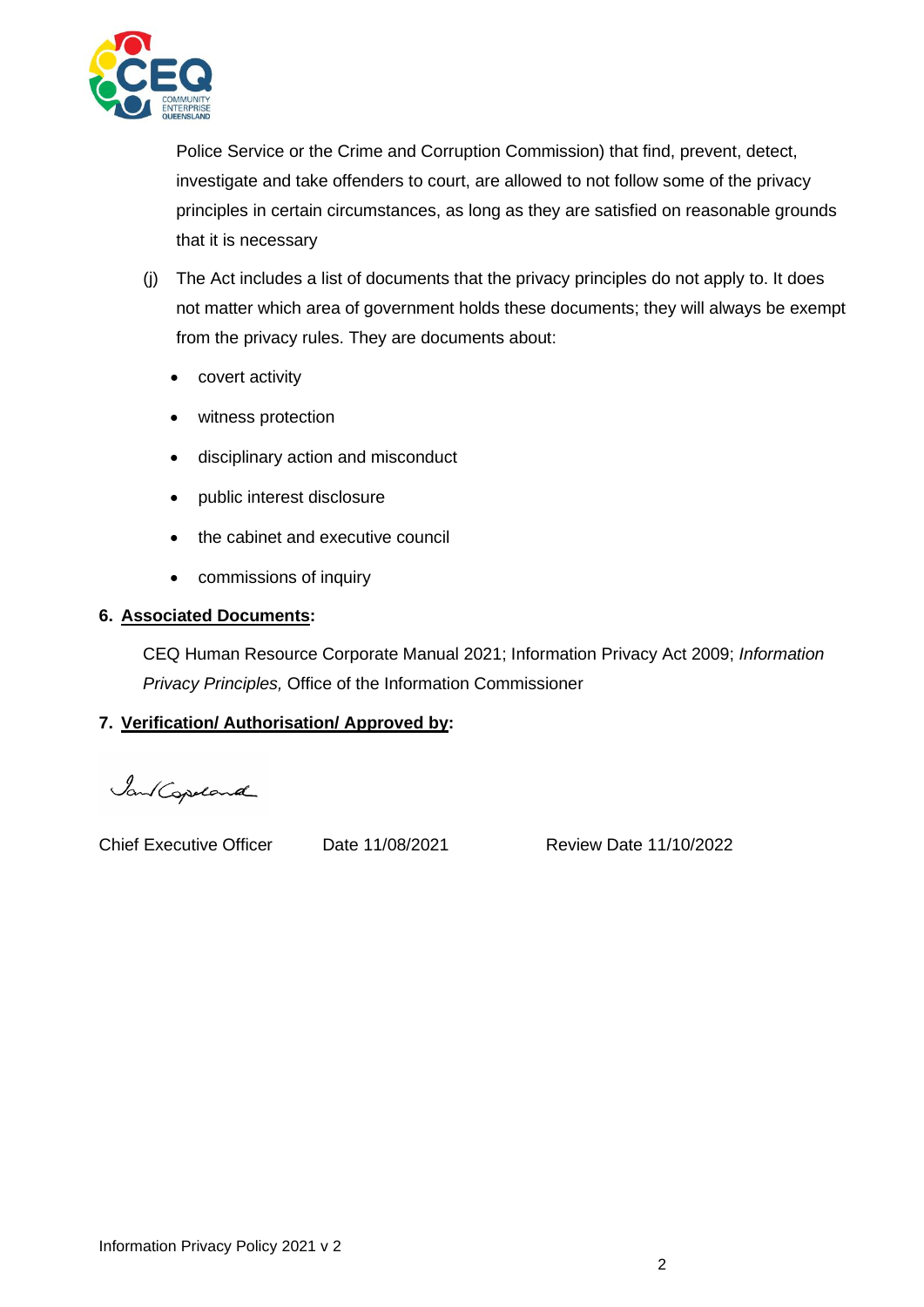Police Service or the Crime and Corruption Commission) that find, prevent, detect, investigate and take offenders to court, are allowed to not follow some of the privacy principles in certain circumstances, as long as they are satisfied on reasonable grounds that it is necessary

(j) The Act includes a list of documents that the privacy principles do not apply to. It does not matter which area of government holds these documents; they will always be exempt from the privacy rules. They are documents about:

- covert activity
- witness protection
- disciplinary action and misconduct
- public interest disclosure
- the cabinet and executive council
- commissions of inquiry

**6. <u>Associated Documents</u>:**

CEQ Human Resource Corporate Manual 2021; Information Privacy Act 2009; *Information Privacy Principles,* Office of the Information Commissioner

**7. <u>Verification/ Authorisation/ Approved by</u>:**

Ian Copeland

Chief Executive Officer Date 11/08/2021 Review Date 11/10/2022

Information Privacy Policy 2021 v 2